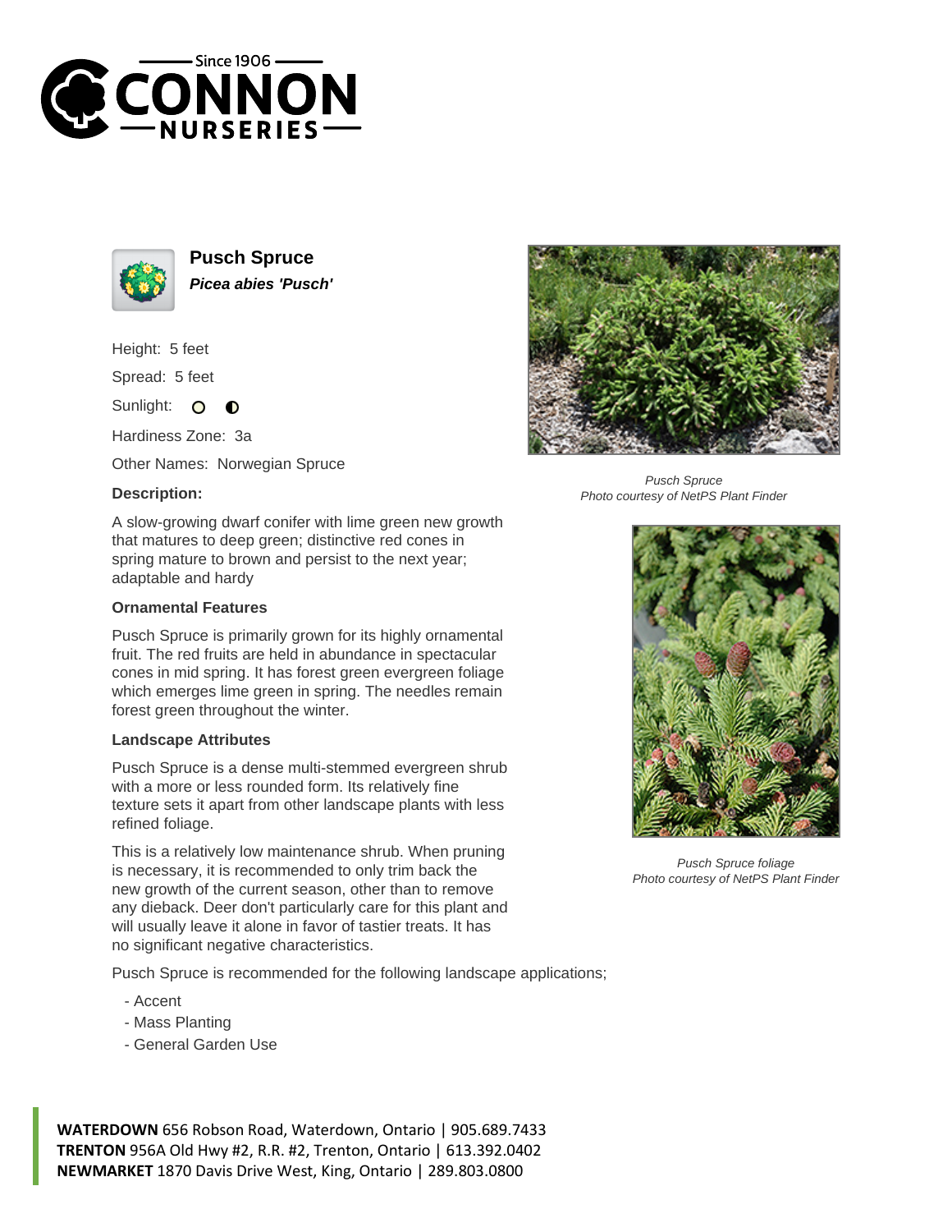Since 1906

**CONNON NURSERIES**

## Pusch Spruce

***Picea abies 'Pusch'***

Height: 5 feet

Spread: 5 feet

Sunlight:

Hardiness Zone: 3a

Other Names: Norwegian Spruce

### Description:

A slow-growing dwarf conifer with lime green new growth that matures to deep green; distinctive red cones in spring mature to brown and persist to the next year; adaptable and hardy

### Ornamental Features

Pusch Spruce is primarily grown for its highly ornamental fruit. The red fruits are held in abundance in spectacular cones in mid spring. It has forest green evergreen foliage which emerges lime green in spring. The needles remain forest green throughout the winter.

### Landscape Attributes

Pusch Spruce is a dense multi-stemmed evergreen shrub with a more or less rounded form. Its relatively fine texture sets it apart from other landscape plants with less refined foliage.

This is a relatively low maintenance shrub. When pruning is necessary, it is recommended to only trim back the new growth of the current season, other than to remove any dieback. Deer don't particularly care for this plant and will usually leave it alone in favor of tastier treats. It has no significant negative characteristics.

Pusch Spruce is recommended for the following landscape applications;

- Accent
- Mass Planting
- General Garden Use

*Pusch Spruce*
*Photo courtesy of NetPS Plant Finder*

*Pusch Spruce foliage*
*Photo courtesy of NetPS Plant Finder*

**WATERDOWN** 656 Robson Road, Waterdown, Ontario | 905.689.7433
**TRENTON** 956A Old Hwy #2, R.R. #2, Trenton, Ontario | 613.392.0402
**NEWMARKET** 1870 Davis Drive West, King, Ontario | 289.803.0800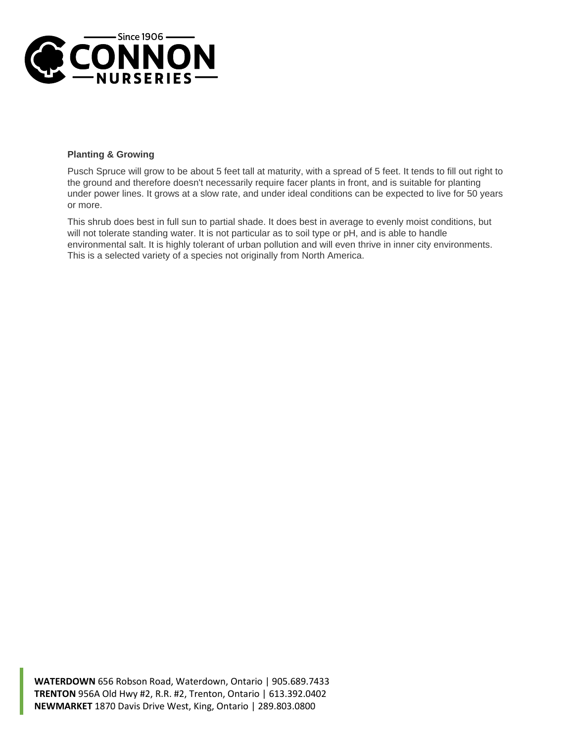### Planting & Growing

Pusch Spruce will grow to be about 5 feet tall at maturity, with a spread of 5 feet. It tends to fill out right to the ground and therefore doesn't necessarily require facer plants in front, and is suitable for planting under power lines. It grows at a slow rate, and under ideal conditions can be expected to live for 50 years or more.

This shrub does best in full sun to partial shade. It does best in average to evenly moist conditions, but will not tolerate standing water. It is not particular as to soil type or pH, and is able to handle environmental salt. It is highly tolerant of urban pollution and will even thrive in inner city environments. This is a selected variety of a species not originally from North America.